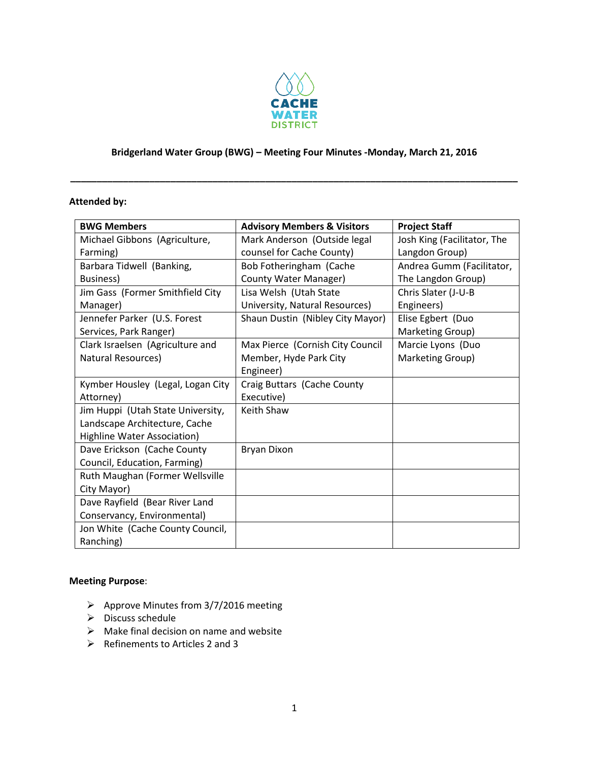CACHE WATER DISTRICT

**Bridgerland Water Group (BWG) – Meeting Four Minutes -Monday, March 21, 2016**

---

**Attended by:**

| BWG Members | Advisory Members & Visitors | Project Staff |
|---|---|---|
| Michael Gibbons (Agriculture, Farming) | Mark Anderson (Outside legal counsel for Cache County) | Josh King (Facilitator, The Langdon Group) |
| Barbara Tidwell (Banking, Business) | Bob Fotheringham (Cache County Water Manager) | Andrea Gumm (Facilitator, The Langdon Group) |
| Jim Gass (Former Smithfield City Manager) | Lisa Welsh (Utah State University, Natural Resources) | Chris Slater (J-U-B Engineers) |
| Jennefer Parker (U.S. Forest Services, Park Ranger) | Shaun Dustin (Nibley City Mayor) | Elise Egbert (Duo Marketing Group) |
| Clark Israelsen (Agriculture and Natural Resources) | Max Pierce (Cornish City Council Member, Hyde Park City Engineer) | Marcie Lyons (Duo Marketing Group) |
| Kymber Housley (Legal, Logan City Attorney) | Craig Buttars (Cache County Executive) | |
| Jim Huppi (Utah State University, Landscape Architecture, Cache Highline Water Association) | Keith Shaw | |
| Dave Erickson (Cache County Council, Education, Farming) | Bryan Dixon | |
| Ruth Maughan (Former Wellsville City Mayor) | | |
| Dave Rayfield (Bear River Land Conservancy, Environmental) | | |
| Jon White (Cache County Council, Ranching) | | |

**Meeting Purpose**:

- Approve Minutes from 3/7/2016 meeting
- Discuss schedule
- Make final decision on name and website
- Refinements to Articles 2 and 3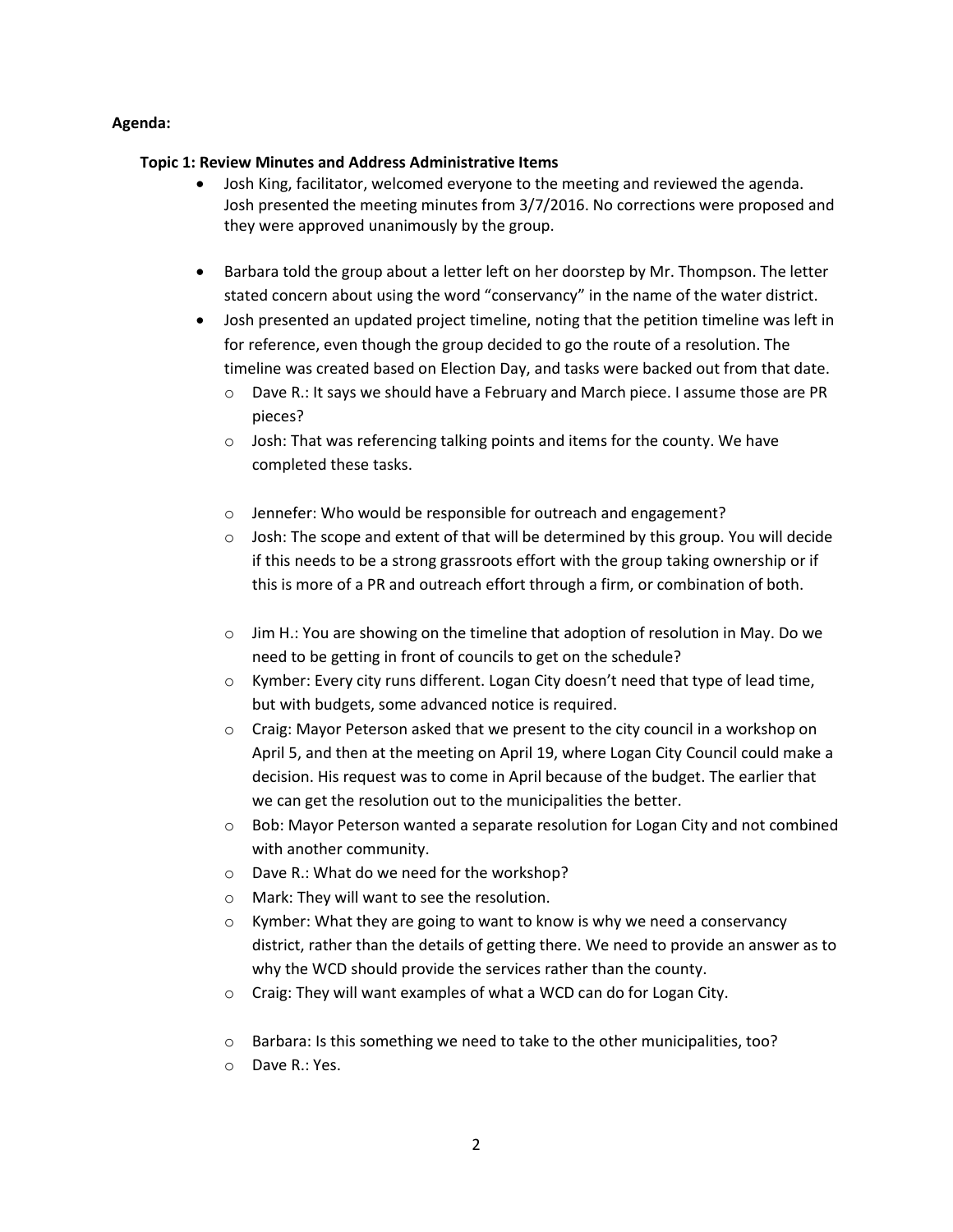**Agenda:**

**Topic 1: Review Minutes and Address Administrative Items**

- Josh King, facilitator, welcomed everyone to the meeting and reviewed the agenda. Josh presented the meeting minutes from 3/7/2016. No corrections were proposed and they were approved unanimously by the group.
- Barbara told the group about a letter left on her doorstep by Mr. Thompson. The letter stated concern about using the word "conservancy" in the name of the water district.
- Josh presented an updated project timeline, noting that the petition timeline was left in for reference, even though the group decided to go the route of a resolution. The timeline was created based on Election Day, and tasks were backed out from that date.
  - Dave R.: It says we should have a February and March piece. I assume those are PR pieces?
  - Josh: That was referencing talking points and items for the county. We have completed these tasks.
  - Jennefer: Who would be responsible for outreach and engagement?
  - Josh: The scope and extent of that will be determined by this group. You will decide if this needs to be a strong grassroots effort with the group taking ownership or if this is more of a PR and outreach effort through a firm, or combination of both.
  - Jim H.: You are showing on the timeline that adoption of resolution in May. Do we need to be getting in front of councils to get on the schedule?
  - Kymber: Every city runs different. Logan City doesn't need that type of lead time, but with budgets, some advanced notice is required.
  - Craig: Mayor Peterson asked that we present to the city council in a workshop on April 5, and then at the meeting on April 19, where Logan City Council could make a decision. His request was to come in April because of the budget. The earlier that we can get the resolution out to the municipalities the better.
  - Bob: Mayor Peterson wanted a separate resolution for Logan City and not combined with another community.
  - Dave R.: What do we need for the workshop?
  - Mark: They will want to see the resolution.
  - Kymber: What they are going to want to know is why we need a conservancy district, rather than the details of getting there. We need to provide an answer as to why the WCD should provide the services rather than the county.
  - Craig: They will want examples of what a WCD can do for Logan City.
  - Barbara: Is this something we need to take to the other municipalities, too?
  - Dave R.: Yes.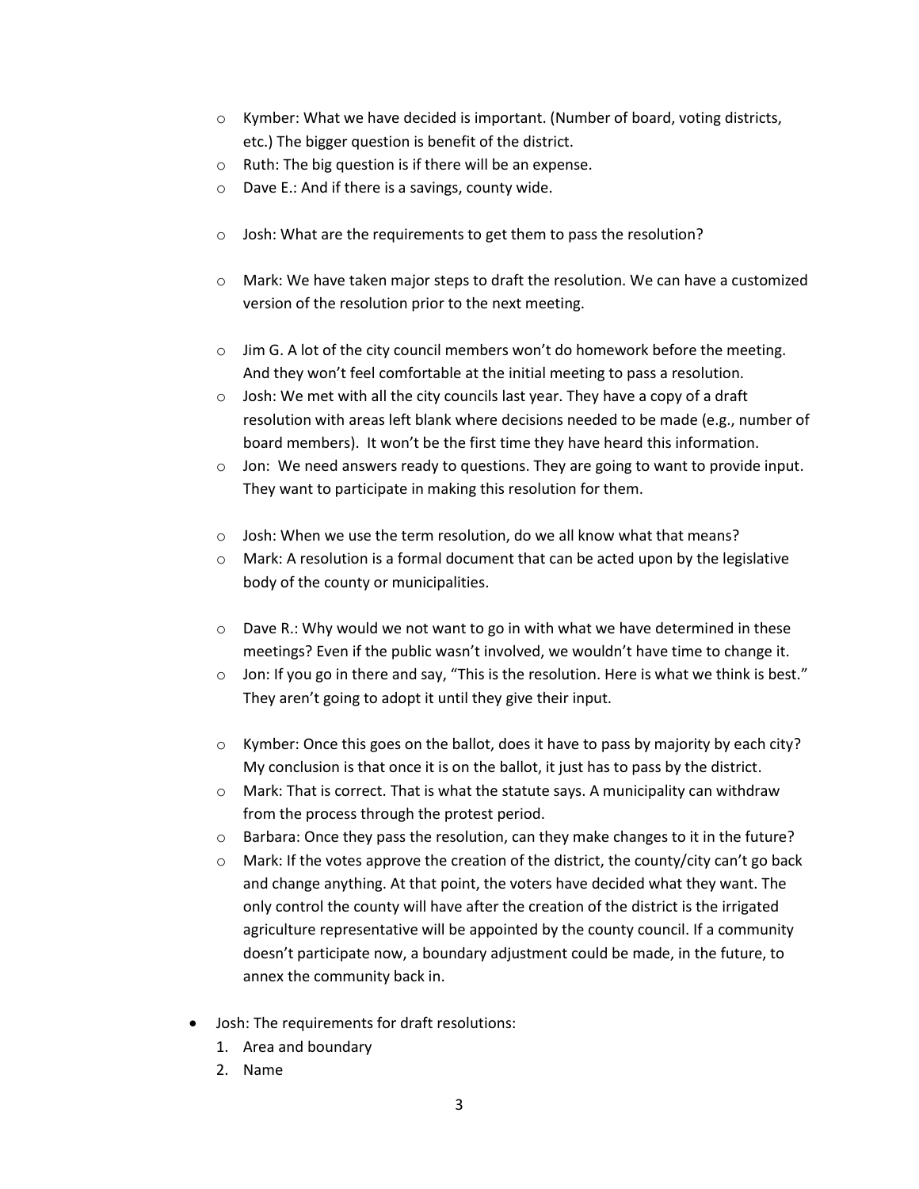- Kymber: What we have decided is important. (Number of board, voting districts, etc.) The bigger question is benefit of the district.
- Ruth: The big question is if there will be an expense.
- Dave E.: And if there is a savings, county wide.

- Josh: What are the requirements to get them to pass the resolution?

- Mark: We have taken major steps to draft the resolution. We can have a customized version of the resolution prior to the next meeting.

- Jim G. A lot of the city council members won't do homework before the meeting. And they won't feel comfortable at the initial meeting to pass a resolution.
- Josh: We met with all the city councils last year. They have a copy of a draft resolution with areas left blank where decisions needed to be made (e.g., number of board members). It won't be the first time they have heard this information.
- Jon: We need answers ready to questions. They are going to want to provide input. They want to participate in making this resolution for them.

- Josh: When we use the term resolution, do we all know what that means?
- Mark: A resolution is a formal document that can be acted upon by the legislative body of the county or municipalities.

- Dave R.: Why would we not want to go in with what we have determined in these meetings? Even if the public wasn't involved, we wouldn't have time to change it.
- Jon: If you go in there and say, "This is the resolution. Here is what we think is best." They aren't going to adopt it until they give their input.

- Kymber: Once this goes on the ballot, does it have to pass by majority by each city? My conclusion is that once it is on the ballot, it just has to pass by the district.
- Mark: That is correct. That is what the statute says. A municipality can withdraw from the process through the protest period.
- Barbara: Once they pass the resolution, can they make changes to it in the future?
- Mark: If the votes approve the creation of the district, the county/city can't go back and change anything. At that point, the voters have decided what they want. The only control the county will have after the creation of the district is the irrigated agriculture representative will be appointed by the county council. If a community doesn't participate now, a boundary adjustment could be made, in the future, to annex the community back in.

- Josh: The requirements for draft resolutions:
  1. Area and boundary
  2. Name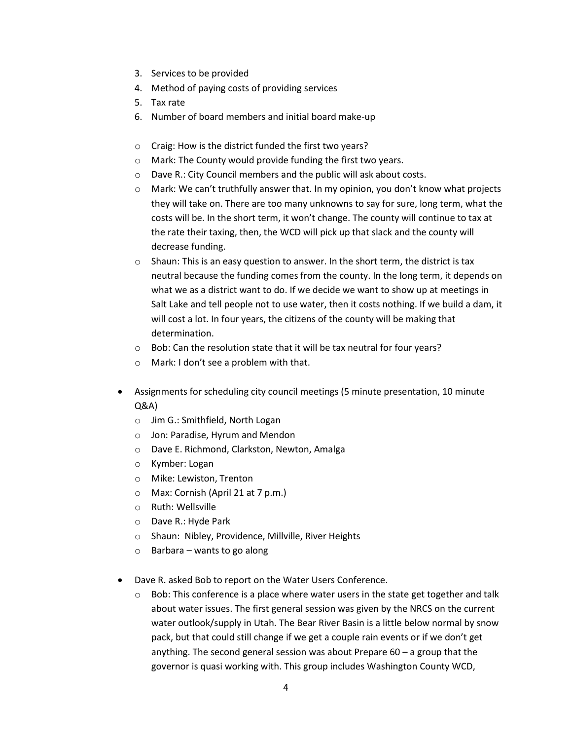3. Services to be provided
4. Method of paying costs of providing services
5. Tax rate
6. Number of board members and initial board make-up

- Craig: How is the district funded the first two years?
- Mark: The County would provide funding the first two years.
- Dave R.: City Council members and the public will ask about costs.
- Mark: We can't truthfully answer that. In my opinion, you don't know what projects they will take on. There are too many unknowns to say for sure, long term, what the costs will be. In the short term, it won't change. The county will continue to tax at the rate their taxing, then, the WCD will pick up that slack and the county will decrease funding.
- Shaun: This is an easy question to answer. In the short term, the district is tax neutral because the funding comes from the county. In the long term, it depends on what we as a district want to do. If we decide we want to show up at meetings in Salt Lake and tell people not to use water, then it costs nothing. If we build a dam, it will cost a lot. In four years, the citizens of the county will be making that determination.
- Bob: Can the resolution state that it will be tax neutral for four years?
- Mark: I don't see a problem with that.

- Assignments for scheduling city council meetings (5 minute presentation, 10 minute Q&A)
  - Jim G.: Smithfield, North Logan
  - Jon: Paradise, Hyrum and Mendon
  - Dave E. Richmond, Clarkston, Newton, Amalga
  - Kymber: Logan
  - Mike: Lewiston, Trenton
  - Max: Cornish (April 21 at 7 p.m.)
  - Ruth: Wellsville
  - Dave R.: Hyde Park
  - Shaun: Nibley, Providence, Millville, River Heights
  - Barbara – wants to go along

- Dave R. asked Bob to report on the Water Users Conference.
  - Bob: This conference is a place where water users in the state get together and talk about water issues. The first general session was given by the NRCS on the current water outlook/supply in Utah. The Bear River Basin is a little below normal by snow pack, but that could still change if we get a couple rain events or if we don't get anything. The second general session was about Prepare 60 – a group that the governor is quasi working with. This group includes Washington County WCD,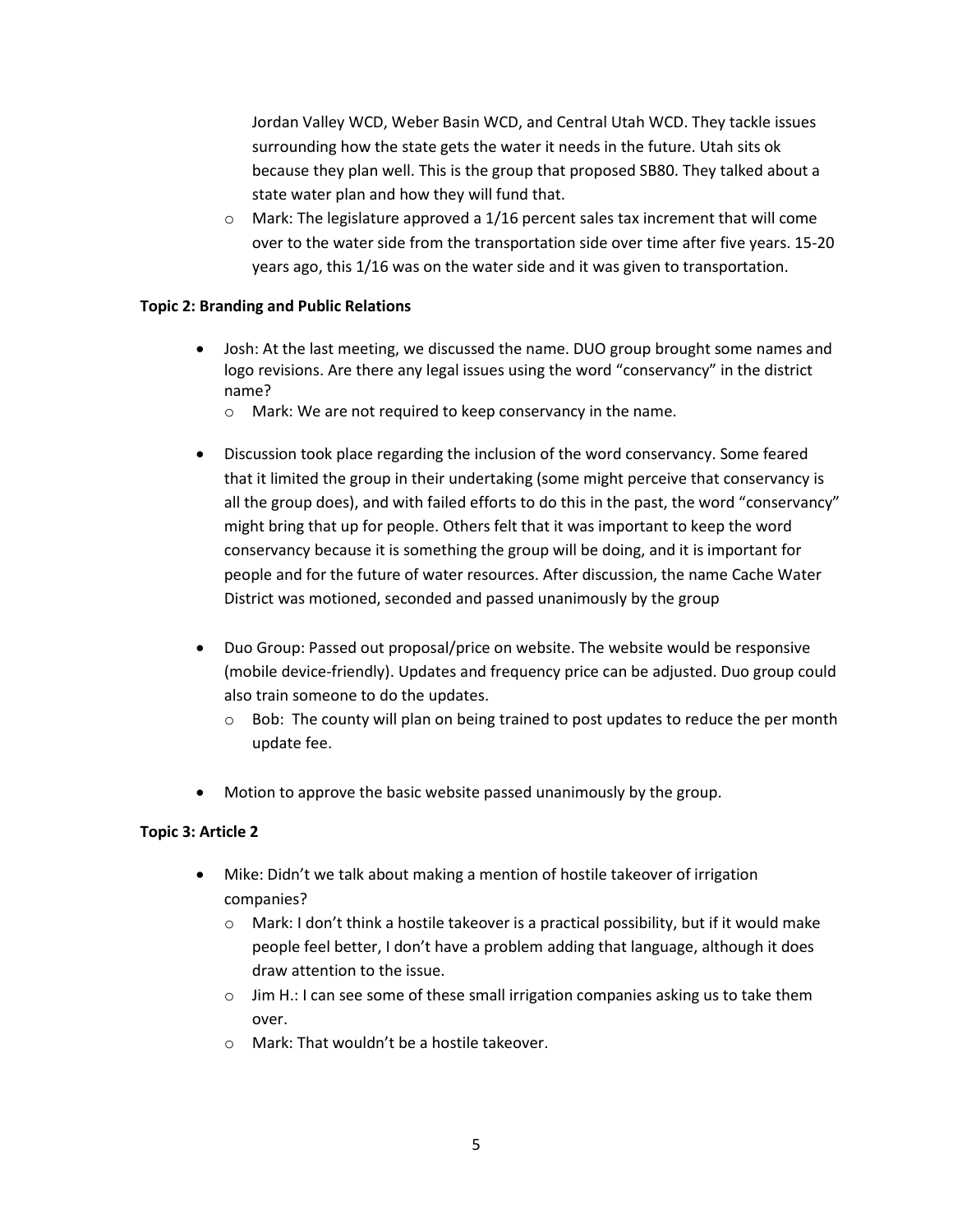Jordan Valley WCD, Weber Basin WCD, and Central Utah WCD. They tackle issues surrounding how the state gets the water it needs in the future. Utah sits ok because they plan well. This is the group that proposed SB80. They talked about a state water plan and how they will fund that.

  - Mark: The legislature approved a 1/16 percent sales tax increment that will come over to the water side from the transportation side over time after five years. 15-20 years ago, this 1/16 was on the water side and it was given to transportation.

**Topic 2: Branding and Public Relations**

- Josh: At the last meeting, we discussed the name. DUO group brought some names and logo revisions. Are there any legal issues using the word "conservancy" in the district name?
  - Mark: We are not required to keep conservancy in the name.

- Discussion took place regarding the inclusion of the word conservancy. Some feared that it limited the group in their undertaking (some might perceive that conservancy is all the group does), and with failed efforts to do this in the past, the word "conservancy" might bring that up for people. Others felt that it was important to keep the word conservancy because it is something the group will be doing, and it is important for people and for the future of water resources. After discussion, the name Cache Water District was motioned, seconded and passed unanimously by the group

- Duo Group: Passed out proposal/price on website. The website would be responsive (mobile device-friendly). Updates and frequency price can be adjusted. Duo group could also train someone to do the updates.
  - Bob: The county will plan on being trained to post updates to reduce the per month update fee.

- Motion to approve the basic website passed unanimously by the group.

**Topic 3: Article 2**

- Mike: Didn't we talk about making a mention of hostile takeover of irrigation companies?
  - Mark: I don't think a hostile takeover is a practical possibility, but if it would make people feel better, I don't have a problem adding that language, although it does draw attention to the issue.
  - Jim H.: I can see some of these small irrigation companies asking us to take them over.
  - Mark: That wouldn't be a hostile takeover.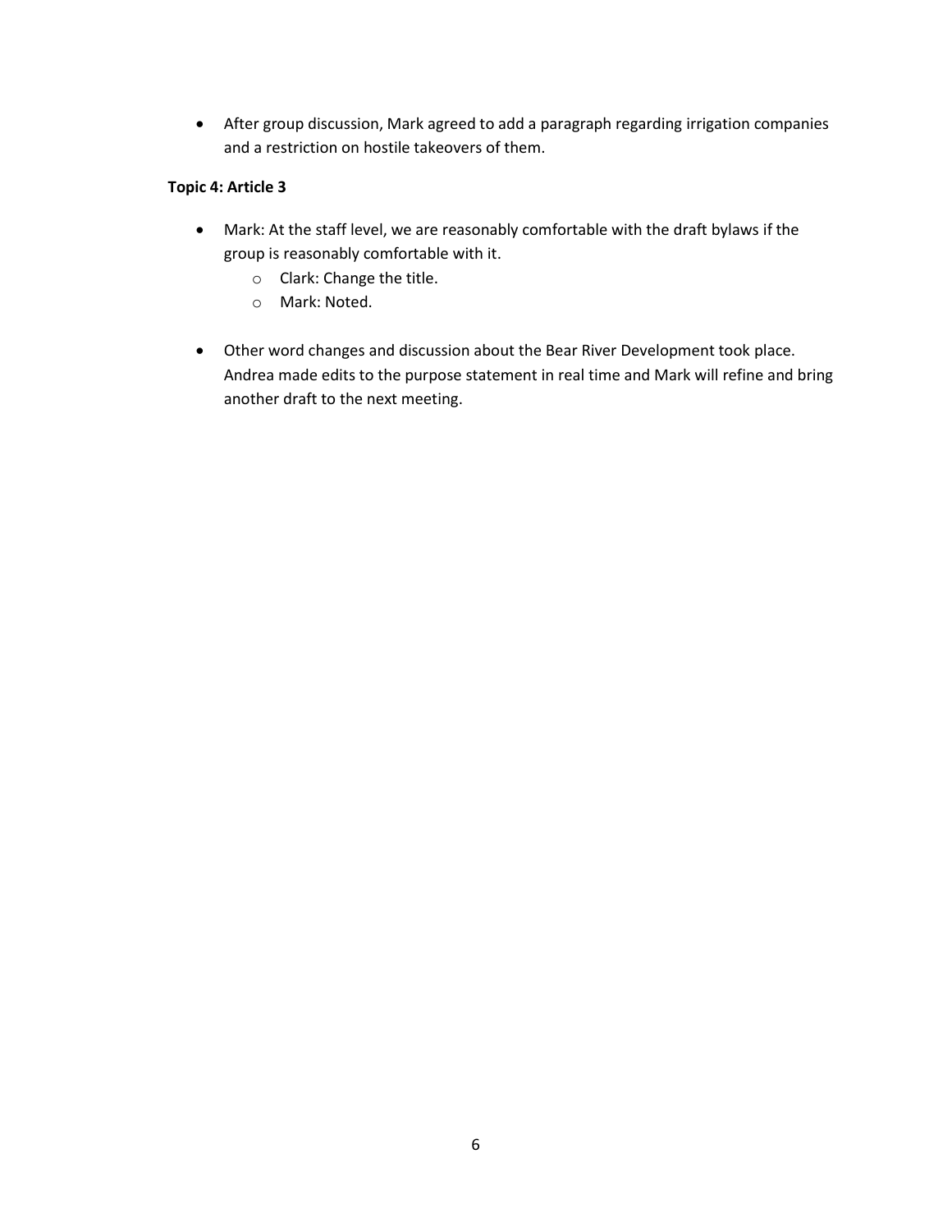- After group discussion, Mark agreed to add a paragraph regarding irrigation companies and a restriction on hostile takeovers of them.

**Topic 4: Article 3**

- Mark: At the staff level, we are reasonably comfortable with the draft bylaws if the group is reasonably comfortable with it.
  - Clark: Change the title.
  - Mark: Noted.

- Other word changes and discussion about the Bear River Development took place. Andrea made edits to the purpose statement in real time and Mark will refine and bring another draft to the next meeting.